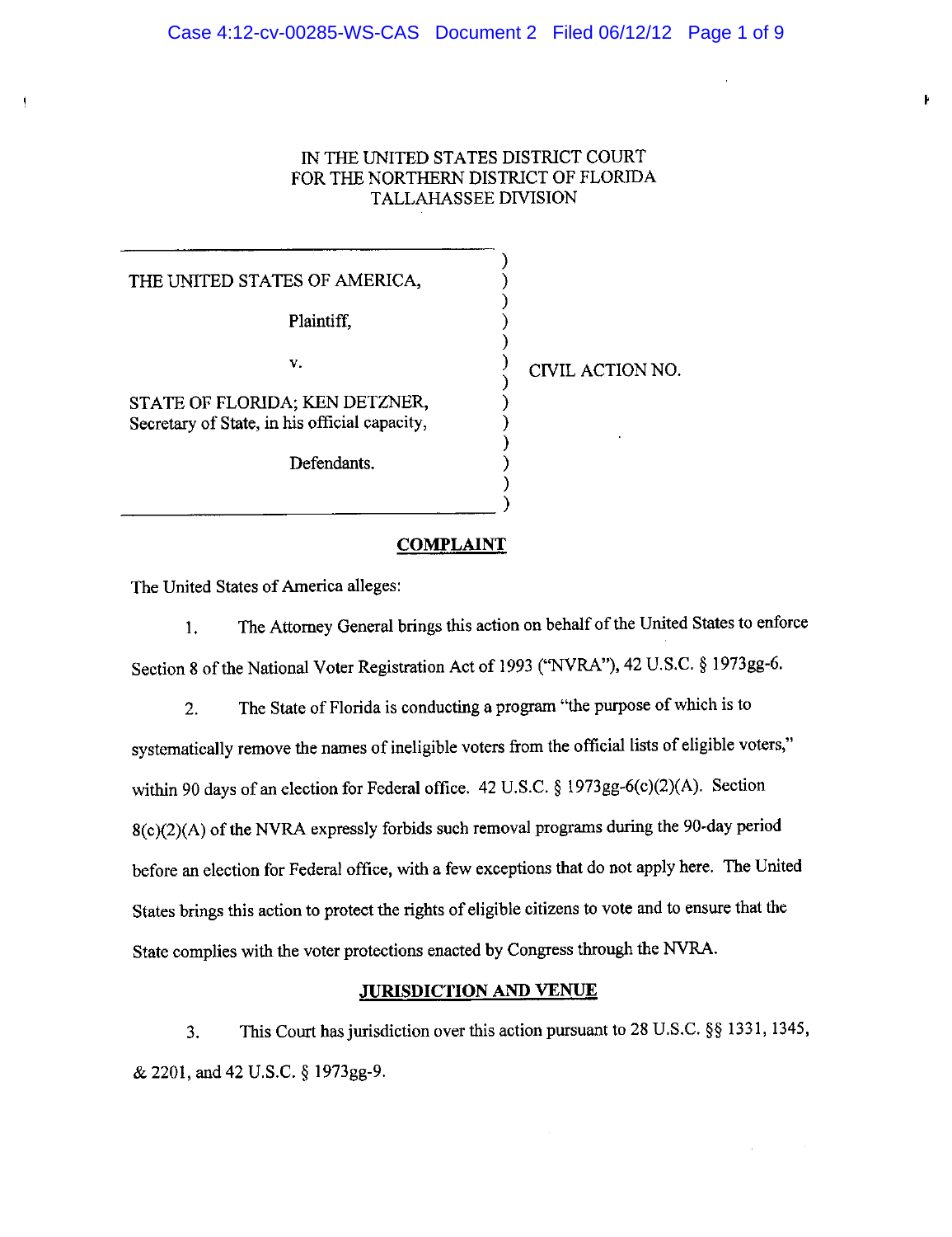IN THE UNITED STATES DISTRICT COURT
FOR THE NORTHERN DISTRICT OF FLORIDA
TALLAHASSEE DIVISION

THE UNITED STATES OF AMERICA,

Plaintiff,

v.

STATE OF FLORIDA; KEN DETZNER, Secretary of State, in his official capacity,

Defendants.

CIVIL ACTION NO.

## COMPLAINT

The United States of America alleges:

1. The Attorney General brings this action on behalf of the United States to enforce Section 8 of the National Voter Registration Act of 1993 ("NVRA"), 42 U.S.C. § 1973gg-6.

2. The State of Florida is conducting a program "the purpose of which is to systematically remove the names of ineligible voters from the official lists of eligible voters," within 90 days of an election for Federal office. 42 U.S.C. § 1973gg-6(c)(2)(A). Section 8(c)(2)(A) of the NVRA expressly forbids such removal programs during the 90-day period before an election for Federal office, with a few exceptions that do not apply here. The United States brings this action to protect the rights of eligible citizens to vote and to ensure that the State complies with the voter protections enacted by Congress through the NVRA.

## JURISDICTION AND VENUE

3. This Court has jurisdiction over this action pursuant to 28 U.S.C. §§ 1331, 1345, & 2201, and 42 U.S.C. § 1973gg-9.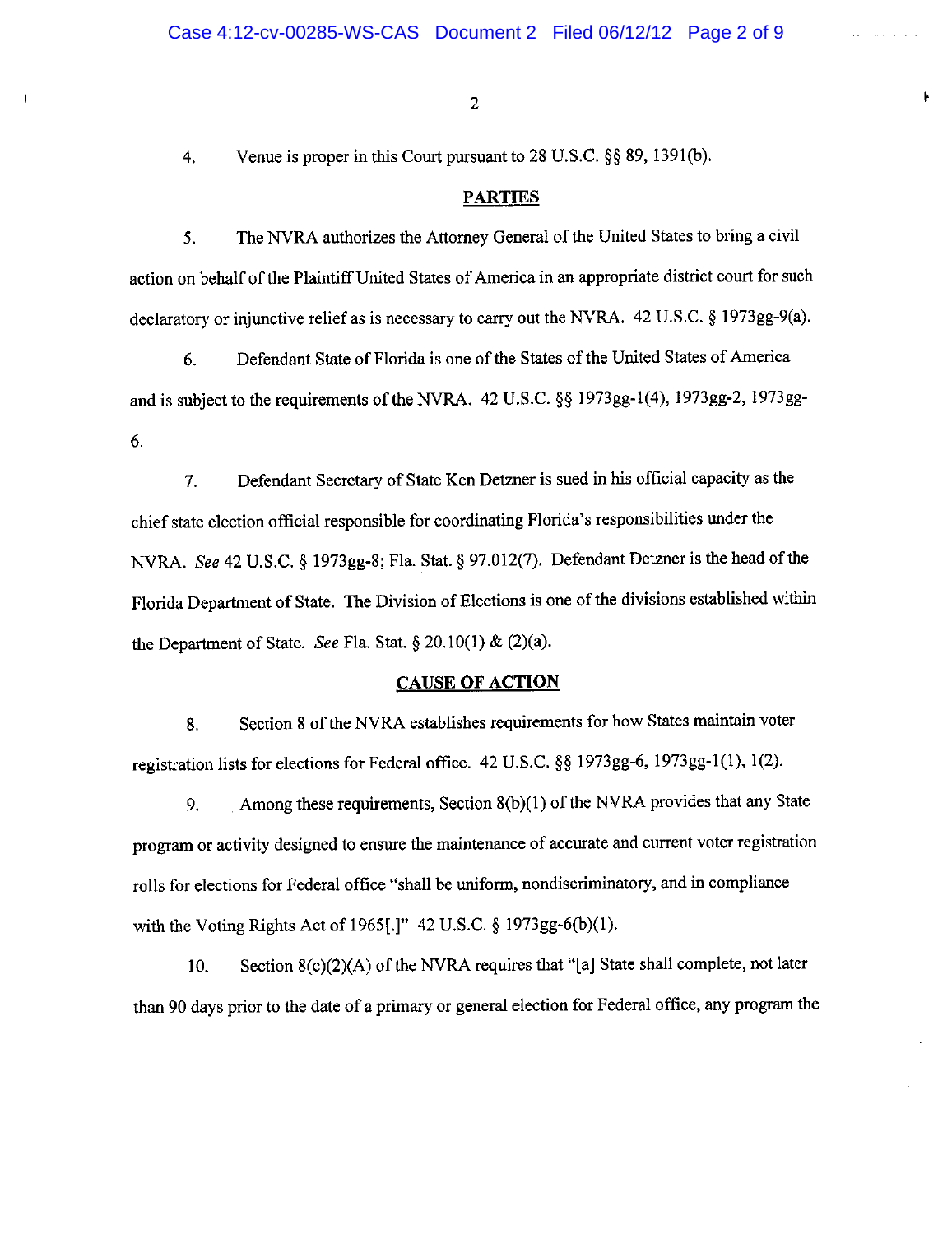4. Venue is proper in this Court pursuant to 28 U.S.C. §§ 89, 1391(b).

## PARTIES

5. The NVRA authorizes the Attorney General of the United States to bring a civil action on behalf of the Plaintiff United States of America in an appropriate district court for such declaratory or injunctive relief as is necessary to carry out the NVRA. 42 U.S.C. § 1973gg-9(a).

6. Defendant State of Florida is one of the States of the United States of America and is subject to the requirements of the NVRA. 42 U.S.C. §§ 1973gg-1(4), 1973gg-2, 1973gg-6.

7. Defendant Secretary of State Ken Detzner is sued in his official capacity as the chief state election official responsible for coordinating Florida's responsibilities under the NVRA. *See* 42 U.S.C. § 1973gg-8; Fla. Stat. § 97.012(7). Defendant Detzner is the head of the Florida Department of State. The Division of Elections is one of the divisions established within the Department of State. *See* Fla. Stat. § 20.10(1) & (2)(a).

## CAUSE OF ACTION

8. Section 8 of the NVRA establishes requirements for how States maintain voter registration lists for elections for Federal office. 42 U.S.C. §§ 1973gg-6, 1973gg-1(1), 1(2).

9. Among these requirements, Section 8(b)(1) of the NVRA provides that any State program or activity designed to ensure the maintenance of accurate and current voter registration rolls for elections for Federal office "shall be uniform, nondiscriminatory, and in compliance with the Voting Rights Act of 1965[.]" 42 U.S.C. § 1973gg-6(b)(1).

10. Section 8(c)(2)(A) of the NVRA requires that "[a] State shall complete, not later than 90 days prior to the date of a primary or general election for Federal office, any program the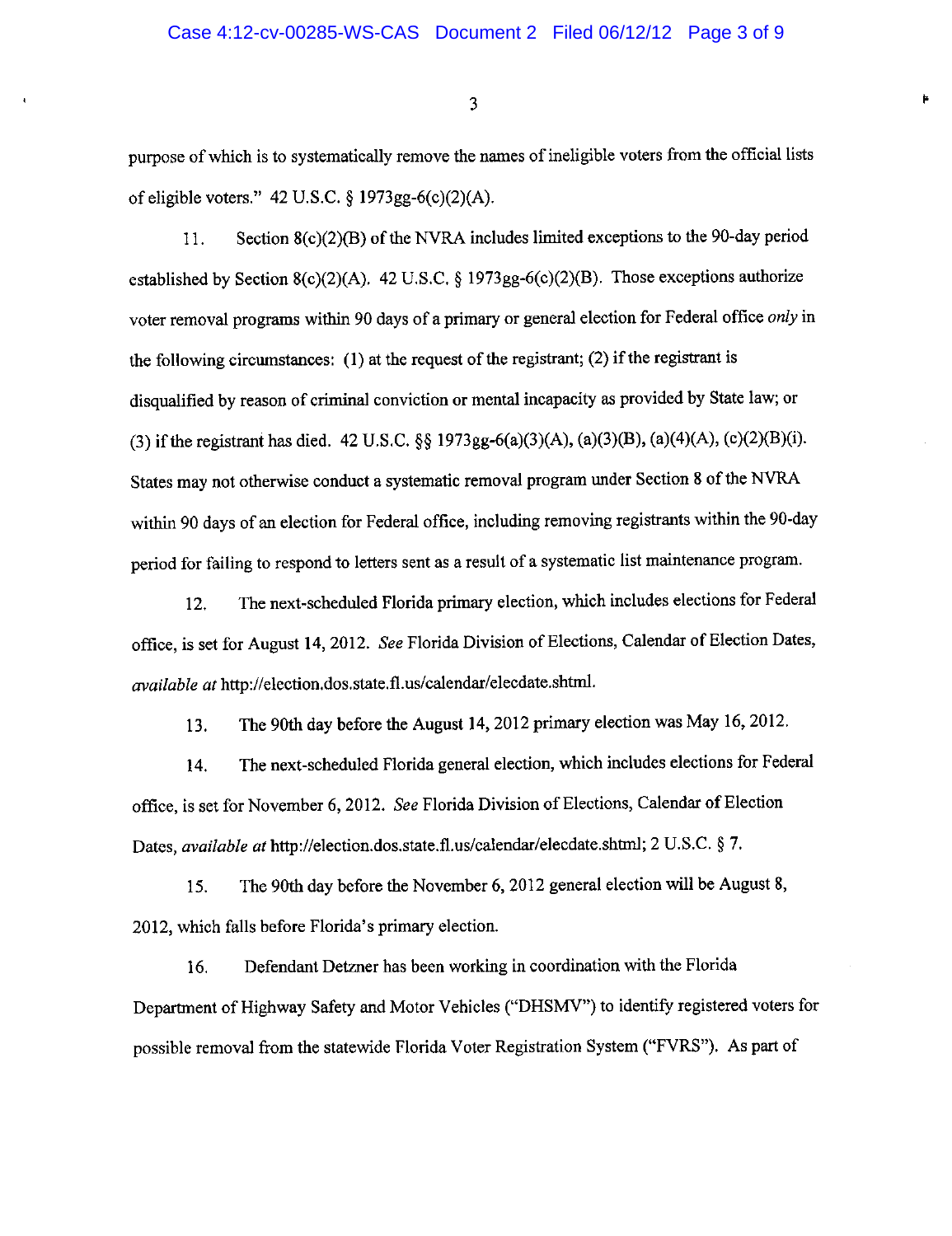purpose of which is to systematically remove the names of ineligible voters from the official lists of eligible voters." 42 U.S.C. § 1973gg-6(c)(2)(A).

11. Section 8(c)(2)(B) of the NVRA includes limited exceptions to the 90-day period established by Section 8(c)(2)(A). 42 U.S.C. § 1973gg-6(c)(2)(B). Those exceptions authorize voter removal programs within 90 days of a primary or general election for Federal office *only* in the following circumstances: (1) at the request of the registrant; (2) if the registrant is disqualified by reason of criminal conviction or mental incapacity as provided by State law; or (3) if the registrant has died. 42 U.S.C. §§ 1973gg-6(a)(3)(A), (a)(3)(B), (a)(4)(A), (c)(2)(B)(i). States may not otherwise conduct a systematic removal program under Section 8 of the NVRA within 90 days of an election for Federal office, including removing registrants within the 90-day period for failing to respond to letters sent as a result of a systematic list maintenance program.

12. The next-scheduled Florida primary election, which includes elections for Federal office, is set for August 14, 2012. *See* Florida Division of Elections, Calendar of Election Dates, *available at* http://election.dos.state.fl.us/calendar/elecdate.shtml.

13. The 90th day before the August 14, 2012 primary election was May 16, 2012.

14. The next-scheduled Florida general election, which includes elections for Federal office, is set for November 6, 2012. *See* Florida Division of Elections, Calendar of Election Dates, *available at* http://election.dos.state.fl.us/calendar/elecdate.shtml; 2 U.S.C. § 7.

15. The 90th day before the November 6, 2012 general election will be August 8, 2012, which falls before Florida's primary election.

16. Defendant Detzner has been working in coordination with the Florida Department of Highway Safety and Motor Vehicles ("DHSMV") to identify registered voters for possible removal from the statewide Florida Voter Registration System ("FVRS"). As part of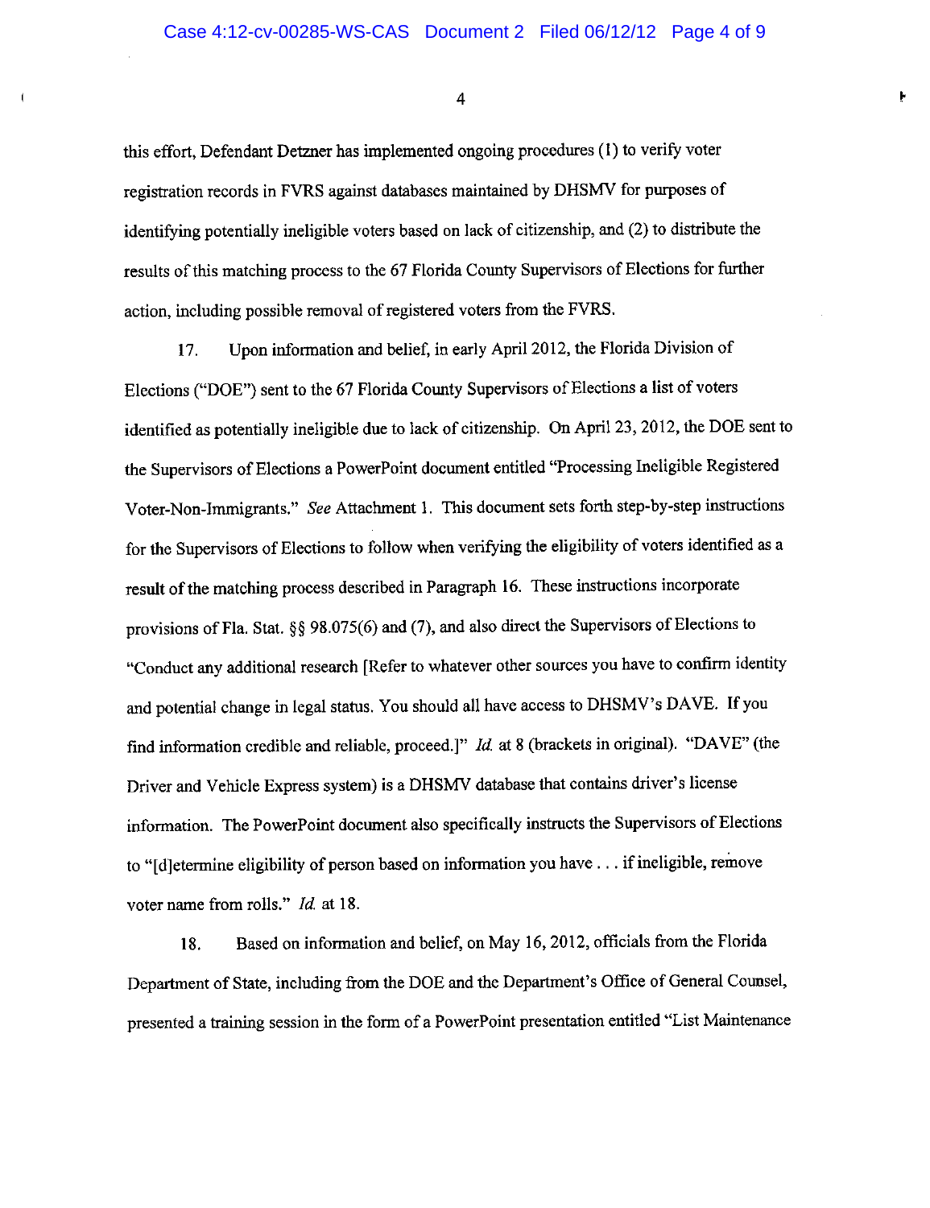this effort, Defendant Detzner has implemented ongoing procedures (1) to verify voter registration records in FVRS against databases maintained by DHSMV for purposes of identifying potentially ineligible voters based on lack of citizenship, and (2) to distribute the results of this matching process to the 67 Florida County Supervisors of Elections for further action, including possible removal of registered voters from the FVRS.

17. Upon information and belief, in early April 2012, the Florida Division of Elections ("DOE") sent to the 67 Florida County Supervisors of Elections a list of voters identified as potentially ineligible due to lack of citizenship. On April 23, 2012, the DOE sent to the Supervisors of Elections a PowerPoint document entitled "Processing Ineligible Registered Voter-Non-Immigrants." *See* Attachment 1. This document sets forth step-by-step instructions for the Supervisors of Elections to follow when verifying the eligibility of voters identified as a result of the matching process described in Paragraph 16. These instructions incorporate provisions of Fla. Stat. §§ 98.075(6) and (7), and also direct the Supervisors of Elections to "Conduct any additional research [Refer to whatever other sources you have to confirm identity and potential change in legal status. You should all have access to DHSMV's DAVE. If you find information credible and reliable, proceed.]" *Id.* at 8 (brackets in original). "DAVE" (the Driver and Vehicle Express system) is a DHSMV database that contains driver's license information. The PowerPoint document also specifically instructs the Supervisors of Elections to "[d]etermine eligibility of person based on information you have . . . if ineligible, remove voter name from rolls." *Id.* at 18.

18. Based on information and belief, on May 16, 2012, officials from the Florida Department of State, including from the DOE and the Department's Office of General Counsel, presented a training session in the form of a PowerPoint presentation entitled "List Maintenance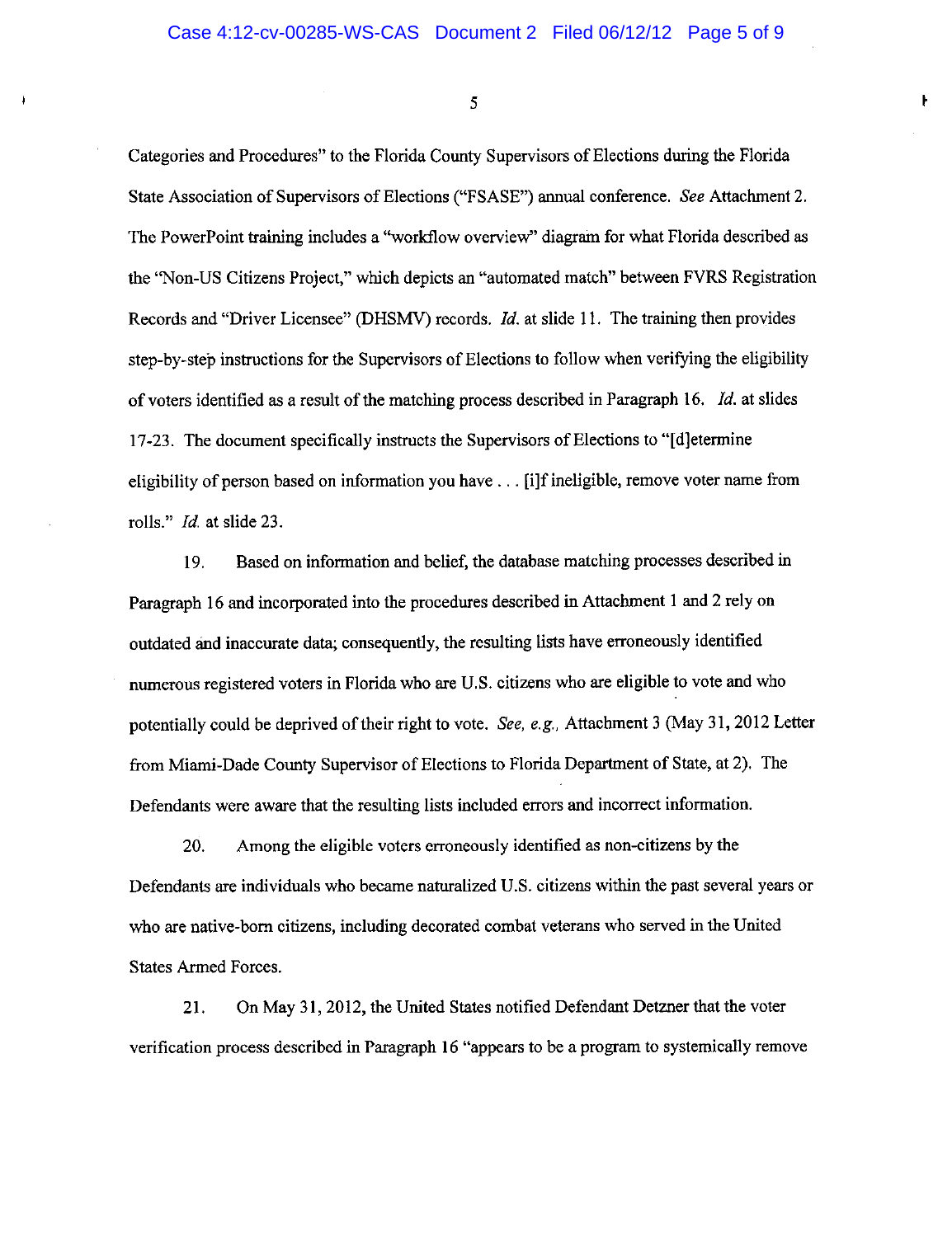Categories and Procedures" to the Florida County Supervisors of Elections during the Florida State Association of Supervisors of Elections ("FSASE") annual conference. *See* Attachment 2. The PowerPoint training includes a "workflow overview" diagram for what Florida described as the "Non-US Citizens Project," which depicts an "automated match" between FVRS Registration Records and "Driver Licensee" (DHSMV) records. *Id.* at slide 11. The training then provides step-by-step instructions for the Supervisors of Elections to follow when verifying the eligibility of voters identified as a result of the matching process described in Paragraph 16. *Id.* at slides 17-23. The document specifically instructs the Supervisors of Elections to "[d]etermine eligibility of person based on information you have . . . [i]f ineligible, remove voter name from rolls." *Id.* at slide 23.

19. Based on information and belief, the database matching processes described in Paragraph 16 and incorporated into the procedures described in Attachment 1 and 2 rely on outdated and inaccurate data; consequently, the resulting lists have erroneously identified numerous registered voters in Florida who are U.S. citizens who are eligible to vote and who potentially could be deprived of their right to vote. *See, e.g.,* Attachment 3 (May 31, 2012 Letter from Miami-Dade County Supervisor of Elections to Florida Department of State, at 2). The Defendants were aware that the resulting lists included errors and incorrect information.

20. Among the eligible voters erroneously identified as non-citizens by the Defendants are individuals who became naturalized U.S. citizens within the past several years or who are native-born citizens, including decorated combat veterans who served in the United States Armed Forces.

21. On May 31, 2012, the United States notified Defendant Detzner that the voter verification process described in Paragraph 16 "appears to be a program to systemically remove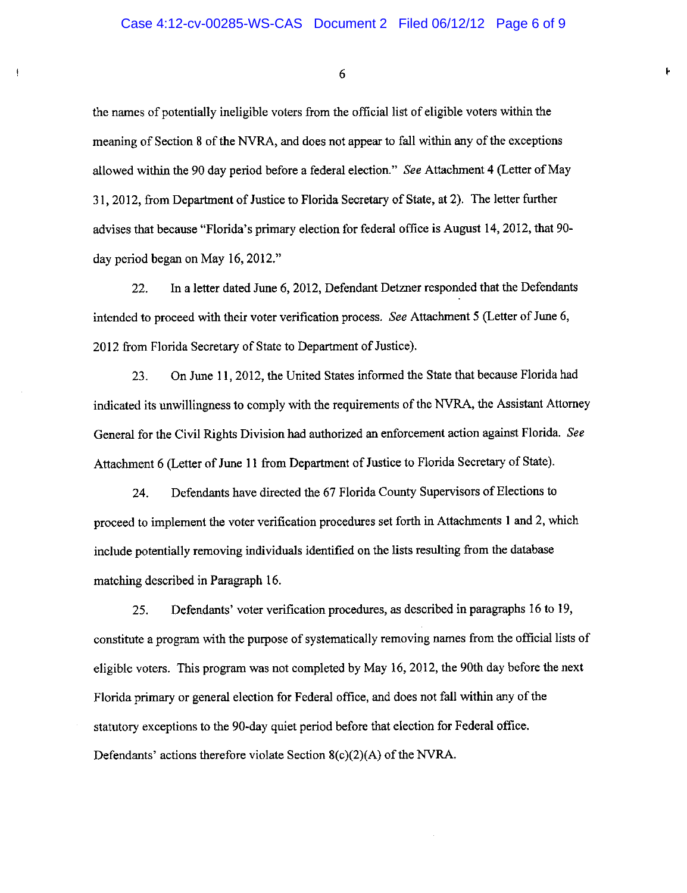the names of potentially ineligible voters from the official list of eligible voters within the meaning of Section 8 of the NVRA, and does not appear to fall within any of the exceptions allowed within the 90 day period before a federal election." *See* Attachment 4 (Letter of May 31, 2012, from Department of Justice to Florida Secretary of State, at 2). The letter further advises that because "Florida's primary election for federal office is August 14, 2012, that 90-day period began on May 16, 2012."

22. In a letter dated June 6, 2012, Defendant Detzner responded that the Defendants intended to proceed with their voter verification process. *See* Attachment 5 (Letter of June 6, 2012 from Florida Secretary of State to Department of Justice).

23. On June 11, 2012, the United States informed the State that because Florida had indicated its unwillingness to comply with the requirements of the NVRA, the Assistant Attorney General for the Civil Rights Division had authorized an enforcement action against Florida. *See* Attachment 6 (Letter of June 11 from Department of Justice to Florida Secretary of State).

24. Defendants have directed the 67 Florida County Supervisors of Elections to proceed to implement the voter verification procedures set forth in Attachments 1 and 2, which include potentially removing individuals identified on the lists resulting from the database matching described in Paragraph 16.

25. Defendants' voter verification procedures, as described in paragraphs 16 to 19, constitute a program with the purpose of systematically removing names from the official lists of eligible voters. This program was not completed by May 16, 2012, the 90th day before the next Florida primary or general election for Federal office, and does not fall within any of the statutory exceptions to the 90-day quiet period before that election for Federal office. Defendants' actions therefore violate Section 8(c)(2)(A) of the NVRA.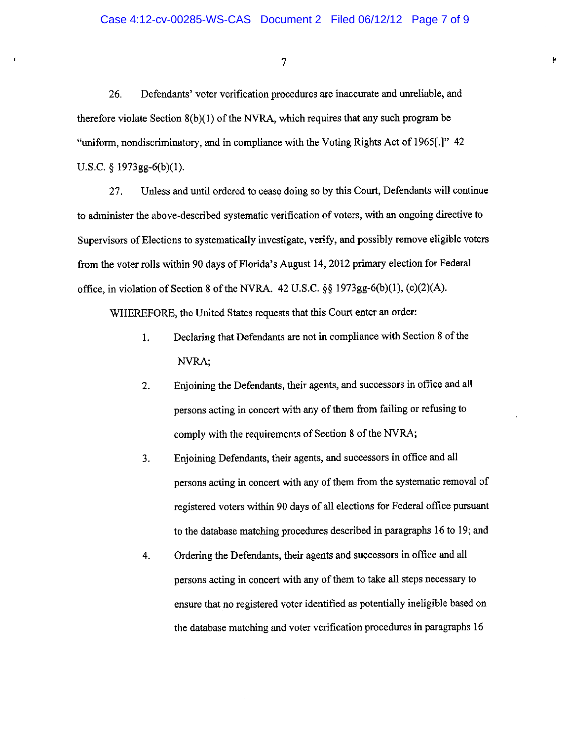26. Defendants' voter verification procedures are inaccurate and unreliable, and therefore violate Section 8(b)(1) of the NVRA, which requires that any such program be "uniform, nondiscriminatory, and in compliance with the Voting Rights Act of 1965[.]" 42 U.S.C. § 1973gg-6(b)(1).

27. Unless and until ordered to cease doing so by this Court, Defendants will continue to administer the above-described systematic verification of voters, with an ongoing directive to Supervisors of Elections to systematically investigate, verify, and possibly remove eligible voters from the voter rolls within 90 days of Florida's August 14, 2012 primary election for Federal office, in violation of Section 8 of the NVRA. 42 U.S.C. §§ 1973gg-6(b)(1), (c)(2)(A).

WHEREFORE, the United States requests that this Court enter an order:

1. Declaring that Defendants are not in compliance with Section 8 of the NVRA;

2. Enjoining the Defendants, their agents, and successors in office and all persons acting in concert with any of them from failing or refusing to comply with the requirements of Section 8 of the NVRA;

3. Enjoining Defendants, their agents, and successors in office and all persons acting in concert with any of them from the systematic removal of registered voters within 90 days of all elections for Federal office pursuant to the database matching procedures described in paragraphs 16 to 19; and

4. Ordering the Defendants, their agents and successors in office and all persons acting in concert with any of them to take all steps necessary to ensure that no registered voter identified as potentially ineligible based on the database matching and voter verification procedures in paragraphs 16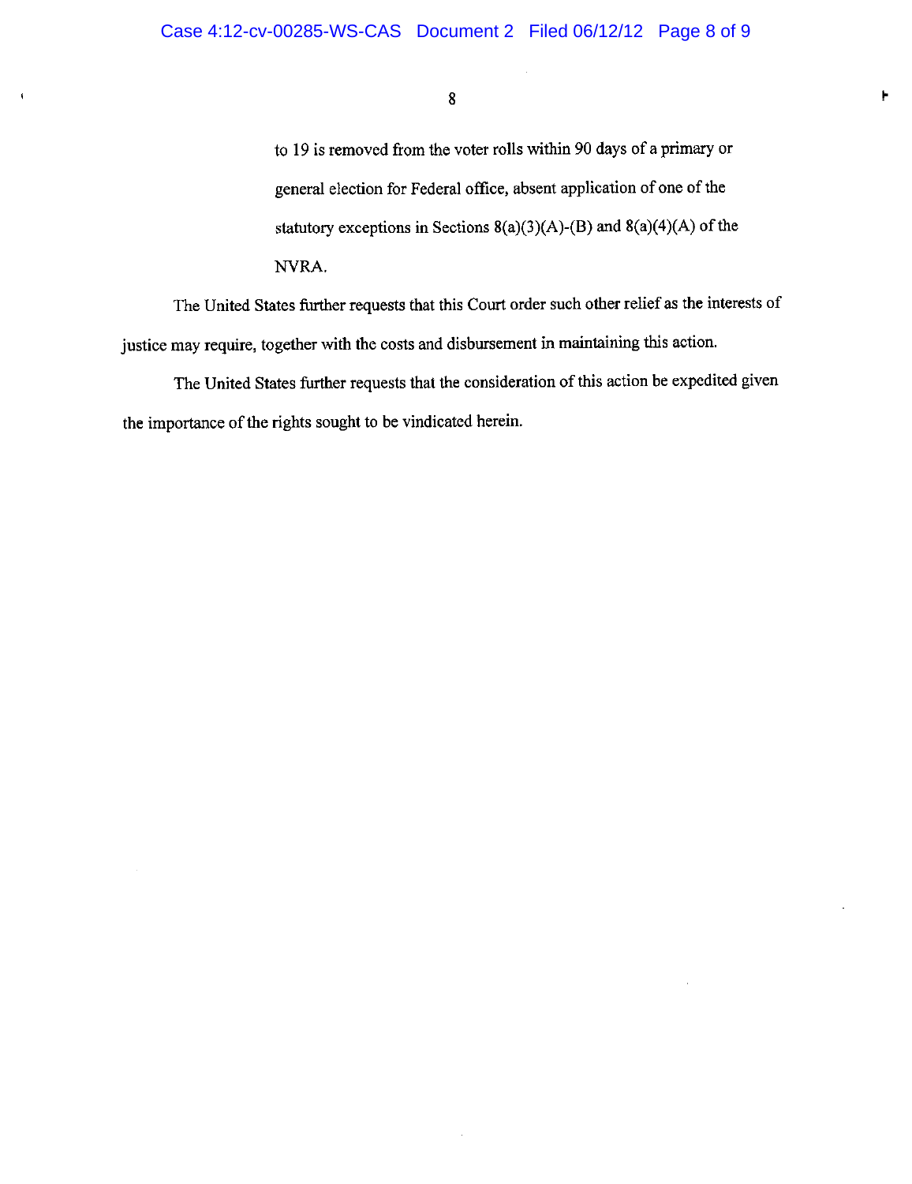to 19 is removed from the voter rolls within 90 days of a primary or general election for Federal office, absent application of one of the statutory exceptions in Sections 8(a)(3)(A)-(B) and 8(a)(4)(A) of the NVRA.

The United States further requests that this Court order such other relief as the interests of justice may require, together with the costs and disbursement in maintaining this action.

The United States further requests that the consideration of this action be expedited given the importance of the rights sought to be vindicated herein.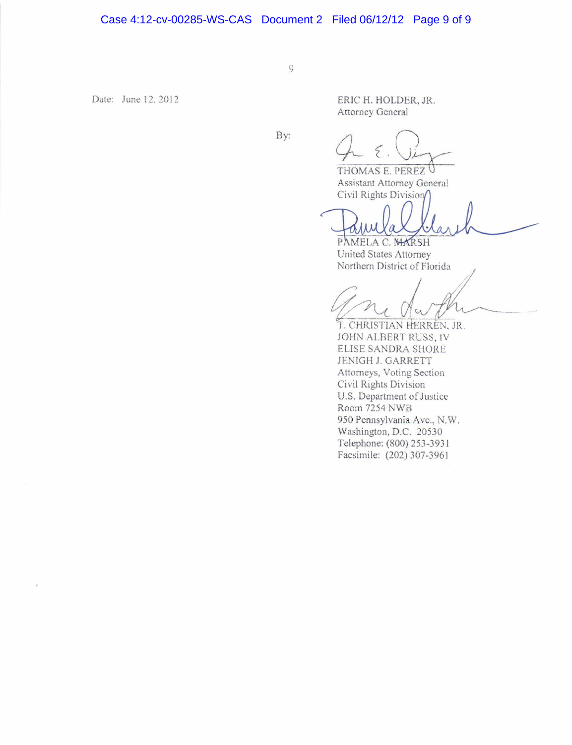Date: June 12, 2012

ERIC H. HOLDER, JR.
Attorney General

By:

THOMAS E. PEREZ
Assistant Attorney General
Civil Rights Division

PAMELA C. MARSH
United States Attorney
Northern District of Florida

T. CHRISTIAN HERREN, JR.
JOHN ALBERT RUSS, IV
ELISE SANDRA SHORE
JENIGH J. GARRETT
Attorneys, Voting Section
Civil Rights Division
U.S. Department of Justice
Room 7254 NWB
950 Pennsylvania Ave., N.W.
Washington, D.C. 20530
Telephone: (800) 253-3931
Facsimile: (202) 307-3961